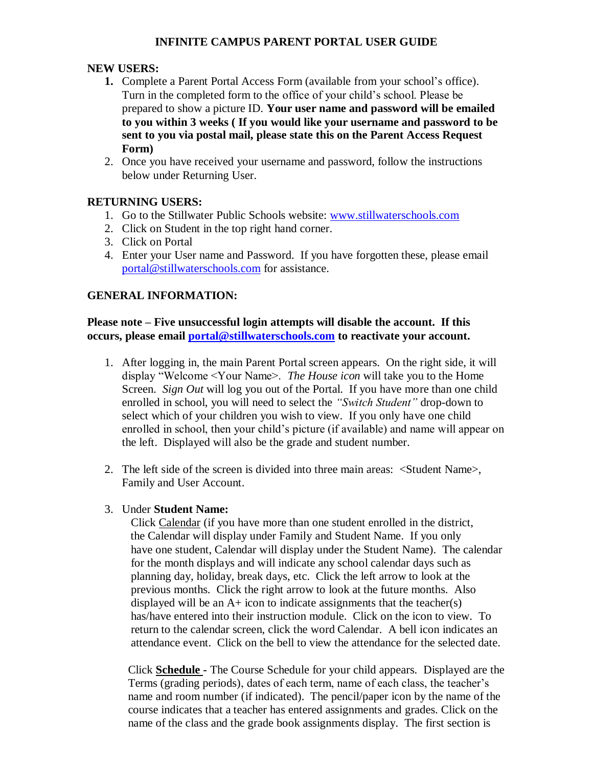# INFINITE CAMPUS PARENT PORTAL USER GUIDE

**NEW USERS:**

1. Complete a Parent Portal Access Form (available from your school's office). Turn in the completed form to the office of your child's school. Please be prepared to show a picture ID. **Your user name and password will be emailed to you within 3 weeks ( If you would like your username and password to be sent to you via postal mail, please state this on the Parent Access Request Form)**
2. Once you have received your username and password, follow the instructions below under Returning User.

**RETURNING USERS:**

1. Go to the Stillwater Public Schools website: www.stillwaterschools.com
2. Click on Student in the top right hand corner.
3. Click on Portal
4. Enter your User name and Password. If you have forgotten these, please email portal@stillwaterschools.com for assistance.

**GENERAL INFORMATION:**

**Please note – Five unsuccessful login attempts will disable the account. If this occurs, please email portal@stillwaterschools.com to reactivate your account.**

1. After logging in, the main Parent Portal screen appears. On the right side, it will display "Welcome <Your Name>. *The House icon* will take you to the Home Screen. *Sign Out* will log you out of the Portal. If you have more than one child enrolled in school, you will need to select the *"Switch Student"* drop-down to select which of your children you wish to view. If you only have one child enrolled in school, then your child's picture (if available) and name will appear on the left. Displayed will also be the grade and student number.

2. The left side of the screen is divided into three main areas: <Student Name>, Family and User Account.

3. Under **Student Name:**

   Click Calendar (if you have more than one student enrolled in the district, the Calendar will display under Family and Student Name. If you only have one student, Calendar will display under the Student Name). The calendar for the month displays and will indicate any school calendar days such as planning day, holiday, break days, etc. Click the left arrow to look at the previous months. Click the right arrow to look at the future months. Also displayed will be an A+ icon to indicate assignments that the teacher(s) has/have entered into their instruction module. Click on the icon to view. To return to the calendar screen, click the word Calendar. A bell icon indicates an attendance event. Click on the bell to view the attendance for the selected date.

   Click **Schedule -** The Course Schedule for your child appears. Displayed are the Terms (grading periods), dates of each term, name of each class, the teacher's name and room number (if indicated). The pencil/paper icon by the name of the course indicates that a teacher has entered assignments and grades. Click on the name of the class and the grade book assignments display. The first section is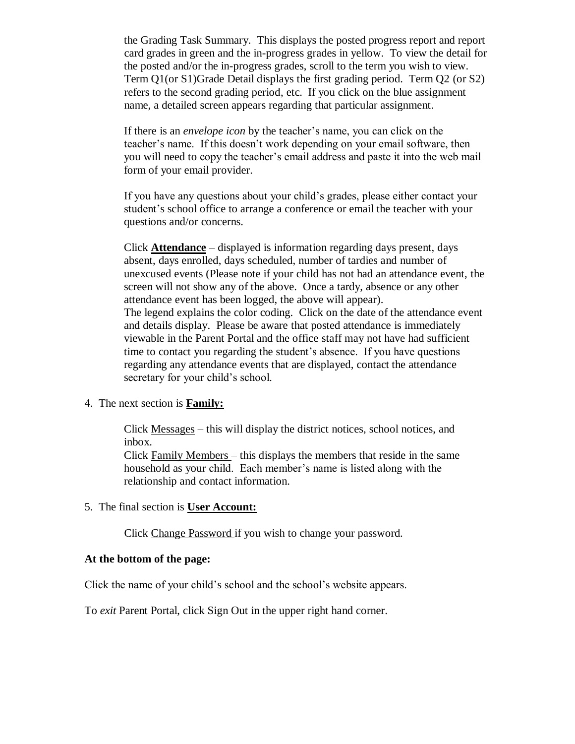the Grading Task Summary. This displays the posted progress report and report card grades in green and the in-progress grades in yellow. To view the detail for the posted and/or the in-progress grades, scroll to the term you wish to view. Term Q1(or S1)Grade Detail displays the first grading period. Term Q2 (or S2) refers to the second grading period, etc. If you click on the blue assignment name, a detailed screen appears regarding that particular assignment.

If there is an *envelope icon* by the teacher's name, you can click on the teacher's name. If this doesn't work depending on your email software, then you will need to copy the teacher's email address and paste it into the web mail form of your email provider.

If you have any questions about your child's grades, please either contact your student's school office to arrange a conference or email the teacher with your questions and/or concerns.

Click **Attendance** – displayed is information regarding days present, days absent, days enrolled, days scheduled, number of tardies and number of unexcused events (Please note if your child has not had an attendance event, the screen will not show any of the above. Once a tardy, absence or any other attendance event has been logged, the above will appear).
The legend explains the color coding. Click on the date of the attendance event and details display. Please be aware that posted attendance is immediately viewable in the Parent Portal and the office staff may not have had sufficient time to contact you regarding the student's absence. If you have questions regarding any attendance events that are displayed, contact the attendance secretary for your child's school.

4. The next section is **Family:**

   Click Messages – this will display the district notices, school notices, and inbox.
   Click Family Members – this displays the members that reside in the same household as your child. Each member's name is listed along with the relationship and contact information.

5. The final section is **User Account:**

   Click Change Password if you wish to change your password.

**At the bottom of the page:**

Click the name of your child's school and the school's website appears.

To *exit* Parent Portal, click Sign Out in the upper right hand corner.